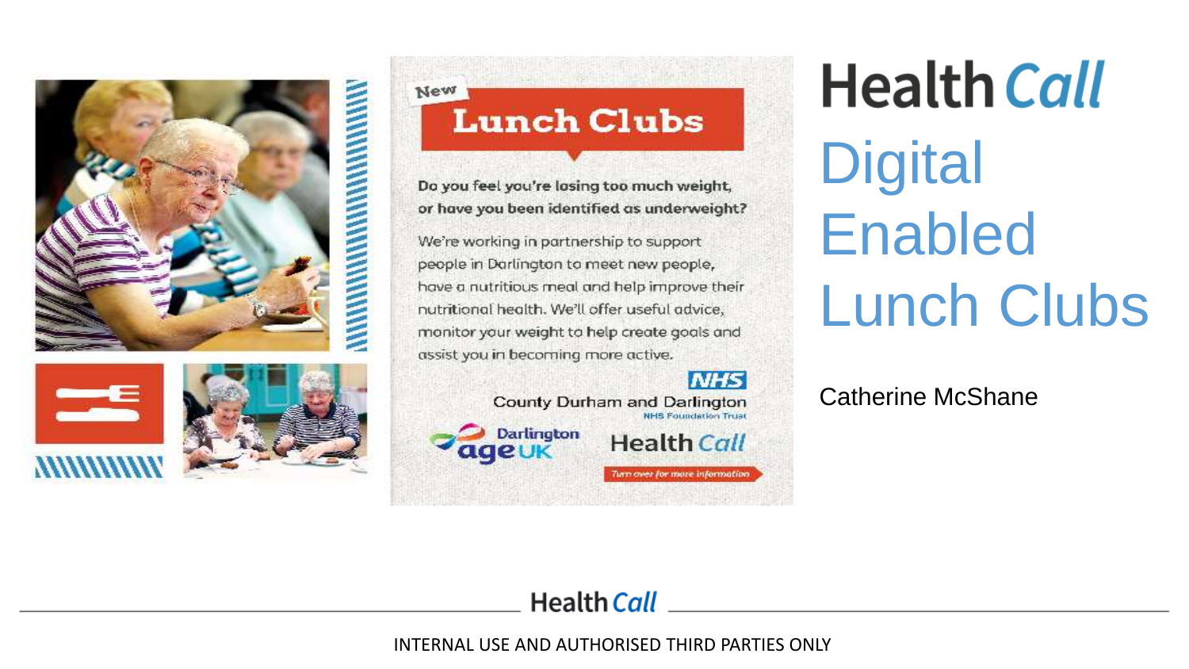New

# Lunch Clubs

**Do you feel you're losing too much weight, or have you been identified as underweight?**

We're working in partnership to support people in Darlington to meet new people, have a nutritious meal and help improve their nutritional health. We'll offer useful advice, monitor your weight to help create goals and assist you in becoming more active.

NHS County Durham and Darlington NHS Foundation Trust

Darlington age UK

Health Call

Turn over for more information

# Health Call Digital Enabled Lunch Clubs

Catherine McShane

INTERNAL USE AND AUTHORISED THIRD PARTIES ONLY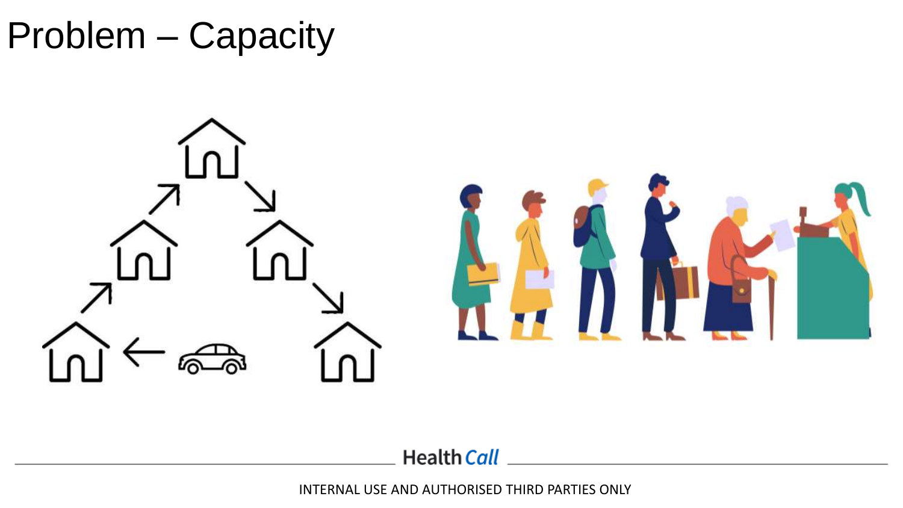# Problem – Capacity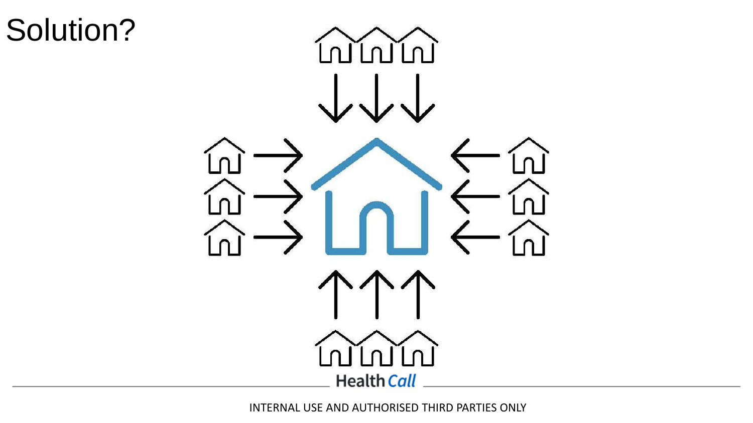# Solution?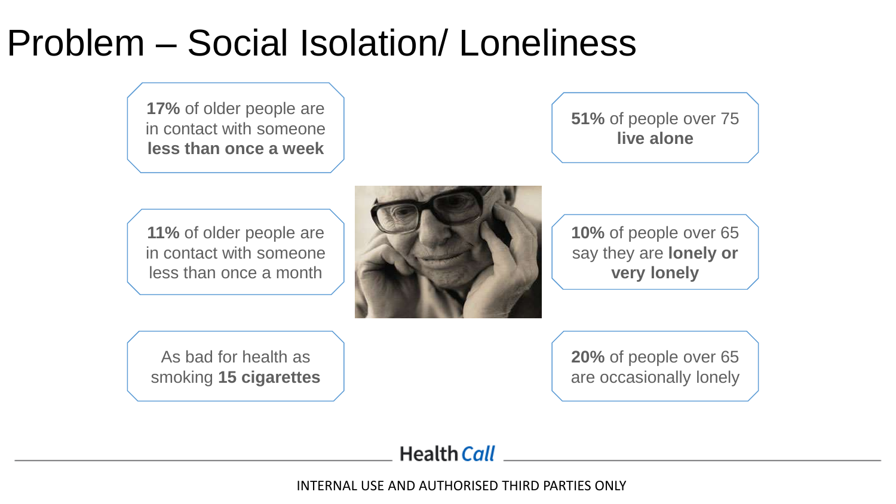# Problem – Social Isolation/ Loneliness

**17%** of older people are in contact with someone **less than once a week**

**11%** of older people are in contact with someone less than once a month

As bad for health as smoking **15 cigarettes**

**51%** of people over 75 **live alone**

**10%** of people over 65 say they are **lonely or very lonely**

**20%** of people over 65 are occasionally lonely

INTERNAL USE AND AUTHORISED THIRD PARTIES ONLY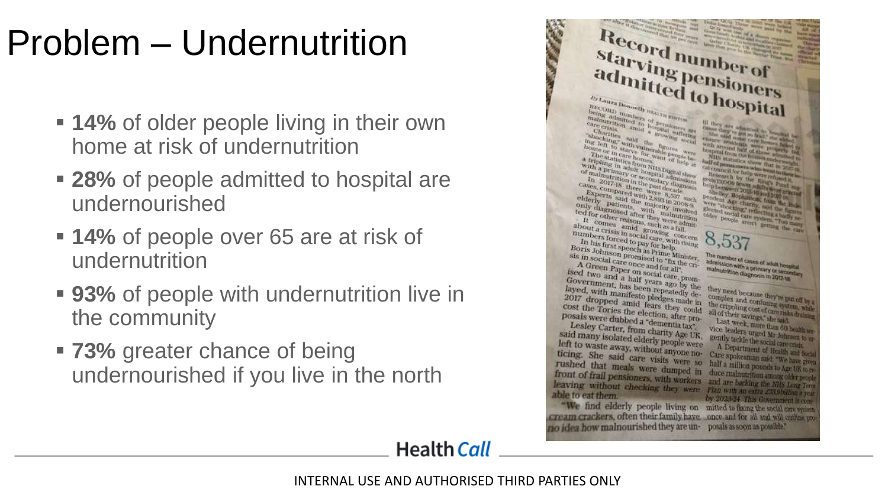# Problem – Undernutrition

- **14%** of older people living in their own home at risk of undernutrition
- **28%** of people admitted to hospital are undernourished
- **14%** of people over 65 are at risk of undernutrition
- **93%** of people with undernutrition live in the community
- **73%** greater chance of being undernourished if you live in the north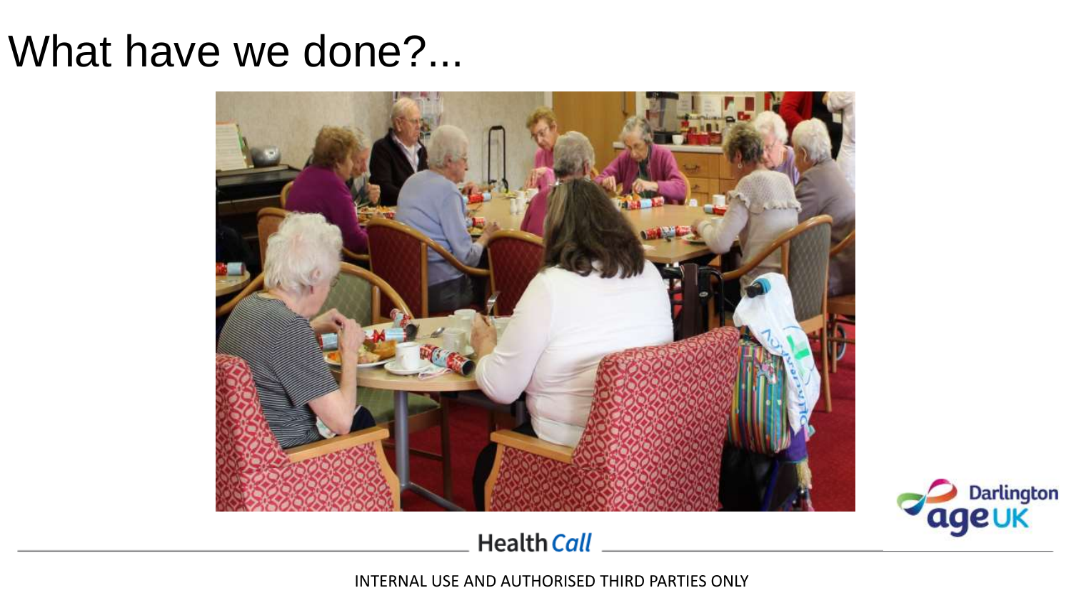# What have we done?...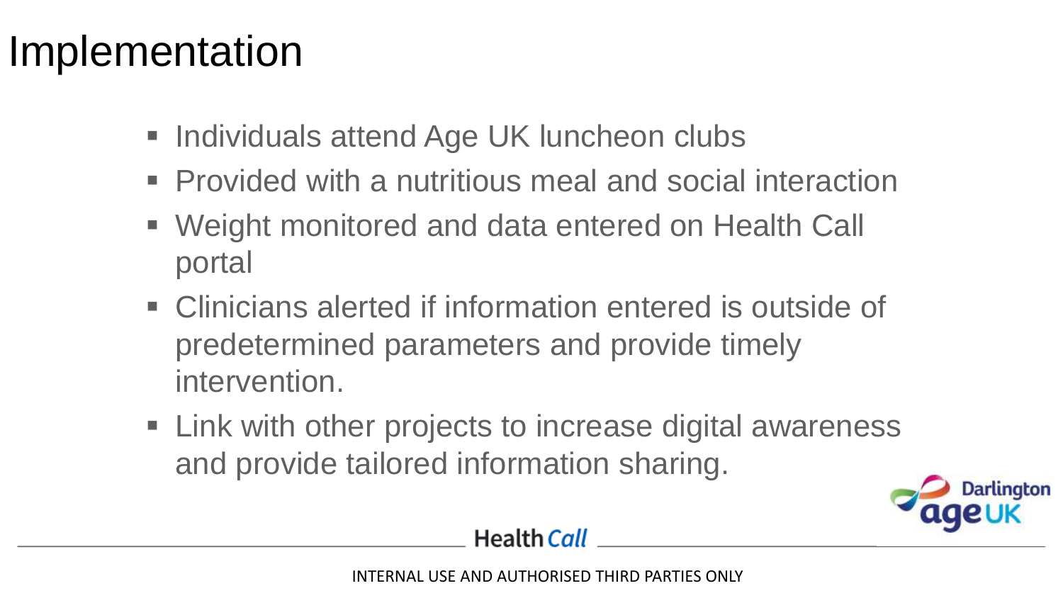# Implementation

- Individuals attend Age UK luncheon clubs
- Provided with a nutritious meal and social interaction
- Weight monitored and data entered on Health Call portal
- Clinicians alerted if information entered is outside of predetermined parameters and provide timely intervention.
- Link with other projects to increase digital awareness and provide tailored information sharing.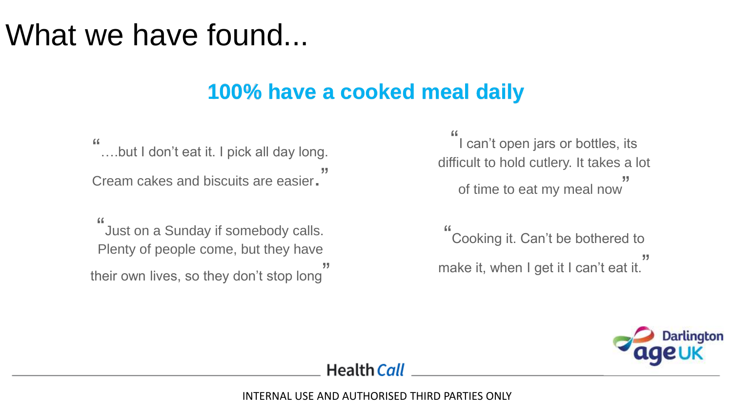# What we have found...

## 100% have a cooked meal daily

"….but I don't eat it. I pick all day long. Cream cakes and biscuits are easier."

"Just on a Sunday if somebody calls. Plenty of people come, but they have their own lives, so they don't stop long"

"I can't open jars or bottles, its difficult to hold cutlery. It takes a lot of time to eat my meal now"

"Cooking it. Can't be bothered to make it, when I get it I can't eat it."

INTERNAL USE AND AUTHORISED THIRD PARTIES ONLY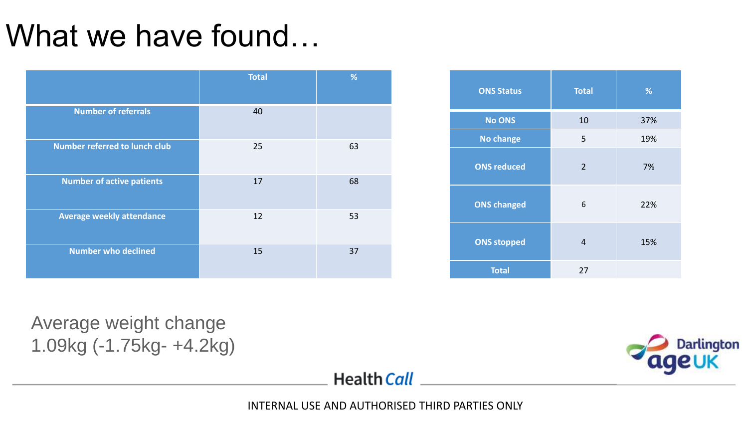# What we have found…

| | Total | % |
|---|---|---|
| Number of referrals | 40 | |
| Number referred to lunch club | 25 | 63 |
| Number of active patients | 17 | 68 |
| Average weekly attendance | 12 | 53 |
| Number who declined | 15 | 37 |

| ONS Status | Total | % |
|---|---|---|
| No ONS | 10 | 37% |
| No change | 5 | 19% |
| ONS reduced | 2 | 7% |
| ONS changed | 6 | 22% |
| ONS stopped | 4 | 15% |
| Total | 27 | |

Average weight change
1.09kg (-1.75kg- +4.2kg)

Health Call

Darlington ageUK

INTERNAL USE AND AUTHORISED THIRD PARTIES ONLY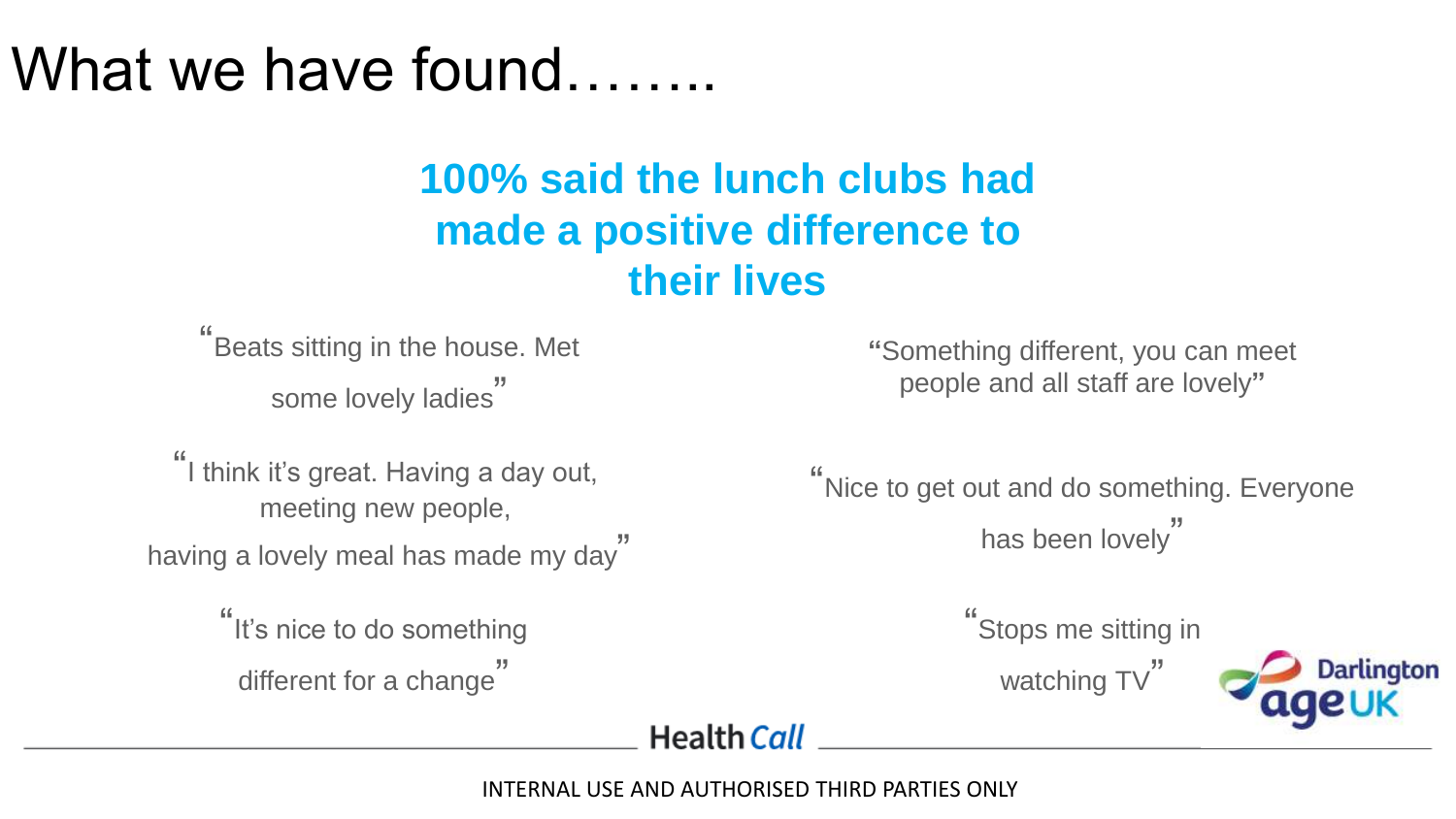# What we have found……..

**100% said the lunch clubs had made a positive difference to their lives**

"Beats sitting in the house. Met some lovely ladies"

"I think it's great. Having a day out, meeting new people, having a lovely meal has made my day"

"It's nice to do something different for a change"

"Something different, you can meet people and all staff are lovely"

"Nice to get out and do something. Everyone has been lovely"

"Stops me sitting in watching TV"

Darlington ageUK

HealthCall

INTERNAL USE AND AUTHORISED THIRD PARTIES ONLY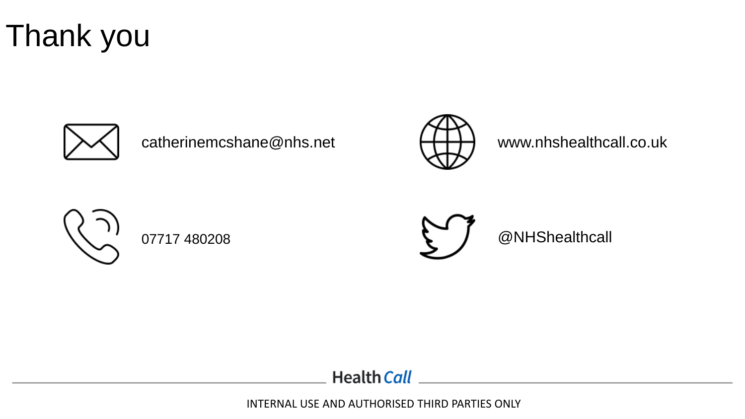# Thank you

catherinemcshane@nhs.net

www.nhshealthcall.co.uk

07717 480208

@NHShealthcall

Health Call

INTERNAL USE AND AUTHORISED THIRD PARTIES ONLY